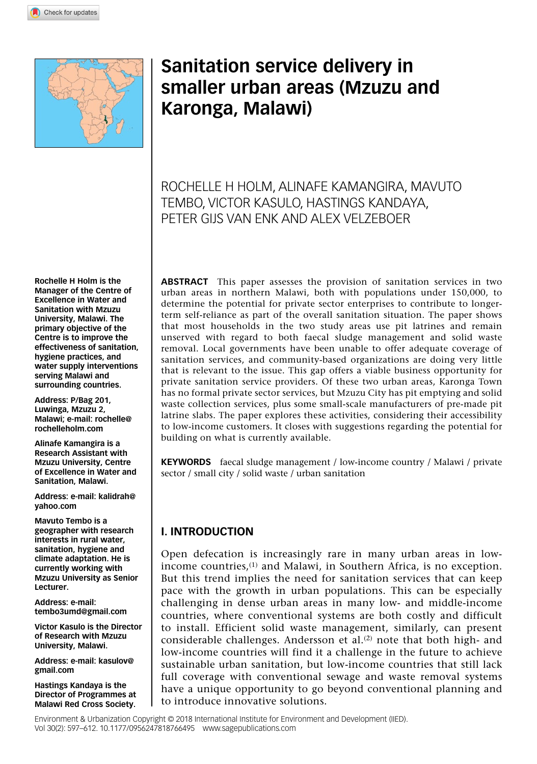# Sanitation service delivery in smaller urban areas (Mzuzu and Karonga, Malawi)

ROCHELLE H HOLM, ALINAFE KAMANGIRA, MAVUTO TEMBO, VICTOR KASULO, HASTINGS KANDAYA, PETER GIJS VAN ENK AND ALEX VELZEBOER

**Rochelle H Holm is the Manager of the Centre of Excellence in Water and Sanitation with Mzuzu University, Malawi. The primary objective of the Centre is to improve the effectiveness of sanitation, hygiene practices, and water supply interventions serving Malawi and surrounding countries.**

**Address: P/Bag 201, Luwinga, Mzuzu 2, Malawi; e-mail: rochelle@rochelleholm.com**

**Alinafe Kamangira is a Research Assistant with Mzuzu University, Centre of Excellence in Water and Sanitation, Malawi.**

**Address: e-mail: kalidrah@yahoo.com**

**Mavuto Tembo is a geographer with research interests in rural water, sanitation, hygiene and climate adaptation. He is currently working with Mzuzu University as Senior Lecturer.**

**Address: e-mail: tembo3umd@gmail.com**

**Victor Kasulo is the Director of Research with Mzuzu University, Malawi.**

**Address: e-mail: kasulov@gmail.com**

**Hastings Kandaya is the Director of Programmes at Malawi Red Cross Society.**

**ABSTRACT** This paper assesses the provision of sanitation services in two urban areas in northern Malawi, both with populations under 150,000, to determine the potential for private sector enterprises to contribute to longer-term self-reliance as part of the overall sanitation situation. The paper shows that most households in the two study areas use pit latrines and remain unserved with regard to both faecal sludge management and solid waste removal. Local governments have been unable to offer adequate coverage of sanitation services, and community-based organizations are doing very little that is relevant to the issue. This gap offers a viable business opportunity for private sanitation service providers. Of these two urban areas, Karonga Town has no formal private sector services, but Mzuzu City has pit emptying and solid waste collection services, plus some small-scale manufacturers of pre-made pit latrine slabs. The paper explores these activities, considering their accessibility to low-income customers. It closes with suggestions regarding the potential for building on what is currently available.

**KEYWORDS** faecal sludge management / low-income country / Malawi / private sector / small city / solid waste / urban sanitation

## I. INTRODUCTION

Open defecation is increasingly rare in many urban areas in low-income countries,[1] and Malawi, in Southern Africa, is no exception. But this trend implies the need for sanitation services that can keep pace with the growth in urban populations. This can be especially challenging in dense urban areas in many low- and middle-income countries, where conventional systems are both costly and difficult to install. Efficient solid waste management, similarly, can present considerable challenges. Andersson et al.[2] note that both high- and low-income countries will find it a challenge in the future to achieve sustainable urban sanitation, but low-income countries that still lack full coverage with conventional sewage and waste removal systems have a unique opportunity to go beyond conventional planning and to introduce innovative solutions.

Environment & Urbanization Copyright © 2018 International Institute for Environment and Development (IIED).
Vol 30(2): 597–612. 10.1177/0956247818766495 www.sagepublications.com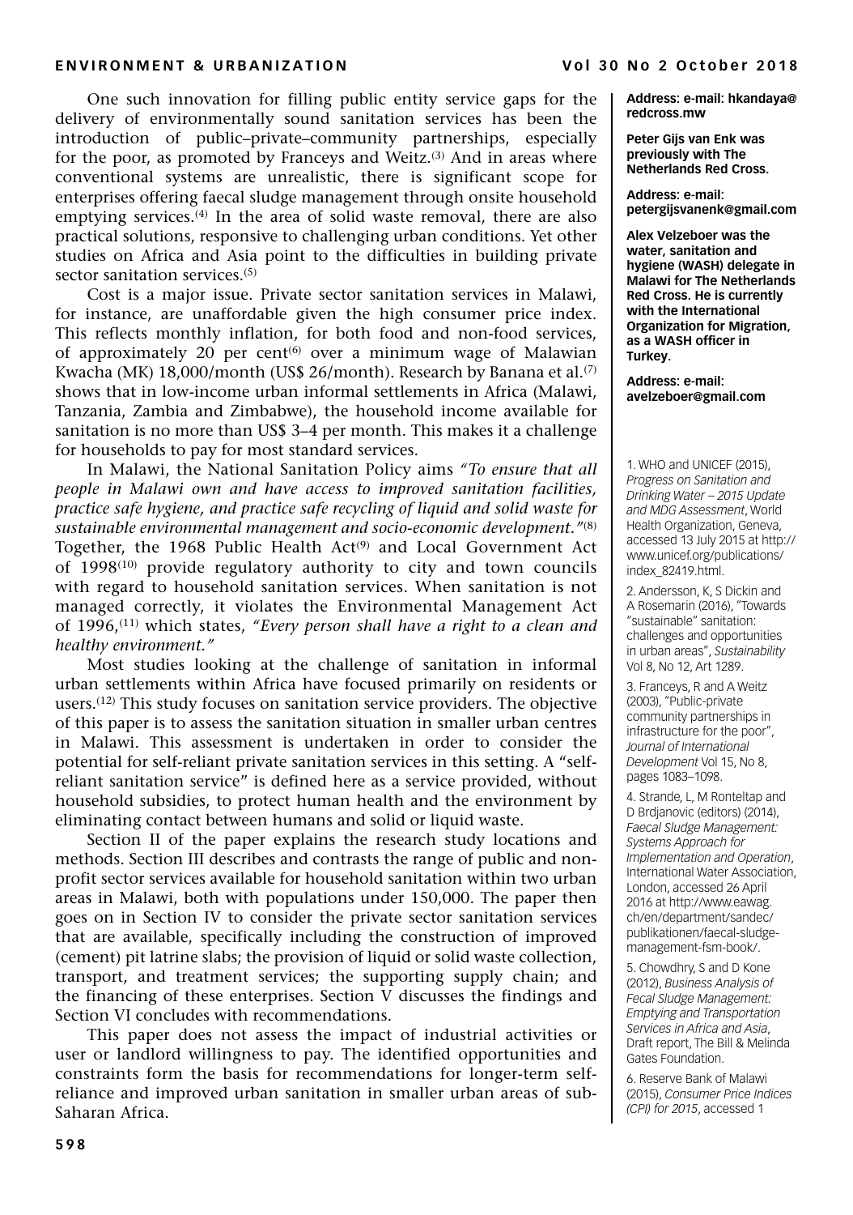One such innovation for filling public entity service gaps for the delivery of environmentally sound sanitation services has been the introduction of public–private–community partnerships, especially for the poor, as promoted by Franceys and Weitz.[3] And in areas where conventional systems are unrealistic, there is significant scope for enterprises offering faecal sludge management through onsite household emptying services.[4] In the area of solid waste removal, there are also practical solutions, responsive to challenging urban conditions. Yet other studies on Africa and Asia point to the difficulties in building private sector sanitation services.[5]

Cost is a major issue. Private sector sanitation services in Malawi, for instance, are unaffordable given the high consumer price index. This reflects monthly inflation, for both food and non-food services, of approximately 20 per cent[6] over a minimum wage of Malawian Kwacha (MK) 18,000/month (US$ 26/month). Research by Banana et al.[7] shows that in low-income urban informal settlements in Africa (Malawi, Tanzania, Zambia and Zimbabwe), the household income available for sanitation is no more than US$ 3–4 per month. This makes it a challenge for households to pay for most standard services.

In Malawi, the National Sanitation Policy aims *"To ensure that all people in Malawi own and have access to improved sanitation facilities, practice safe hygiene, and practice safe recycling of liquid and solid waste for sustainable environmental management and socio-economic development."*[8] Together, the 1968 Public Health Act[9] and Local Government Act of 1998[10] provide regulatory authority to city and town councils with regard to household sanitation services. When sanitation is not managed correctly, it violates the Environmental Management Act of 1996,[11] which states, *"Every person shall have a right to a clean and healthy environment."*

Most studies looking at the challenge of sanitation in informal urban settlements within Africa have focused primarily on residents or users.[12] This study focuses on sanitation service providers. The objective of this paper is to assess the sanitation situation in smaller urban centres in Malawi. This assessment is undertaken in order to consider the potential for self-reliant private sanitation services in this setting. A "self-reliant sanitation service" is defined here as a service provided, without household subsidies, to protect human health and the environment by eliminating contact between humans and solid or liquid waste.

Section II of the paper explains the research study locations and methods. Section III describes and contrasts the range of public and non-profit sector services available for household sanitation within two urban areas in Malawi, both with populations under 150,000. The paper then goes on in Section IV to consider the private sector sanitation services that are available, specifically including the construction of improved (cement) pit latrine slabs; the provision of liquid or solid waste collection, transport, and treatment services; the supporting supply chain; and the financing of these enterprises. Section V discusses the findings and Section VI concludes with recommendations.

This paper does not assess the impact of industrial activities or user or landlord willingness to pay. The identified opportunities and constraints form the basis for recommendations for longer-term self-reliance and improved urban sanitation in smaller urban areas of sub-Saharan Africa.

**Address: e-mail: hkandaya@redcross.mw**

**Peter Gijs van Enk was previously with The Netherlands Red Cross.**

**Address: e-mail: petergijsvanenk@gmail.com**

**Alex Velzeboer was the water, sanitation and hygiene (WASH) delegate in Malawi for The Netherlands Red Cross. He is currently with the International Organization for Migration, as a WASH officer in Turkey.**

**Address: e-mail: avelzeboer@gmail.com**

1. WHO and UNICEF (2015), *Progress on Sanitation and Drinking Water – 2015 Update and MDG Assessment*, World Health Organization, Geneva, accessed 13 July 2015 at http://www.unicef.org/publications/index_82419.html.

2. Andersson, K, S Dickin and A Rosemarin (2016), "Towards "sustainable" sanitation: challenges and opportunities in urban areas", *Sustainability* Vol 8, No 12, Art 1289.

3. Franceys, R and A Weitz (2003), "Public-private community partnerships in infrastructure for the poor", *Journal of International Development* Vol 15, No 8, pages 1083–1098.

4. Strande, L, M Ronteltap and D Brdjanovic (editors) (2014), *Faecal Sludge Management: Systems Approach for Implementation and Operation*, International Water Association, London, accessed 26 April 2016 at http://www.eawag.ch/en/department/sandec/publikationen/faecal-sludge-management-fsm-book/.

5. Chowdhry, S and D Kone (2012), *Business Analysis of Fecal Sludge Management: Emptying and Transportation Services in Africa and Asia*, Draft report, The Bill & Melinda Gates Foundation.

6. Reserve Bank of Malawi (2015), *Consumer Price Indices (CPI) for 2015*, accessed 1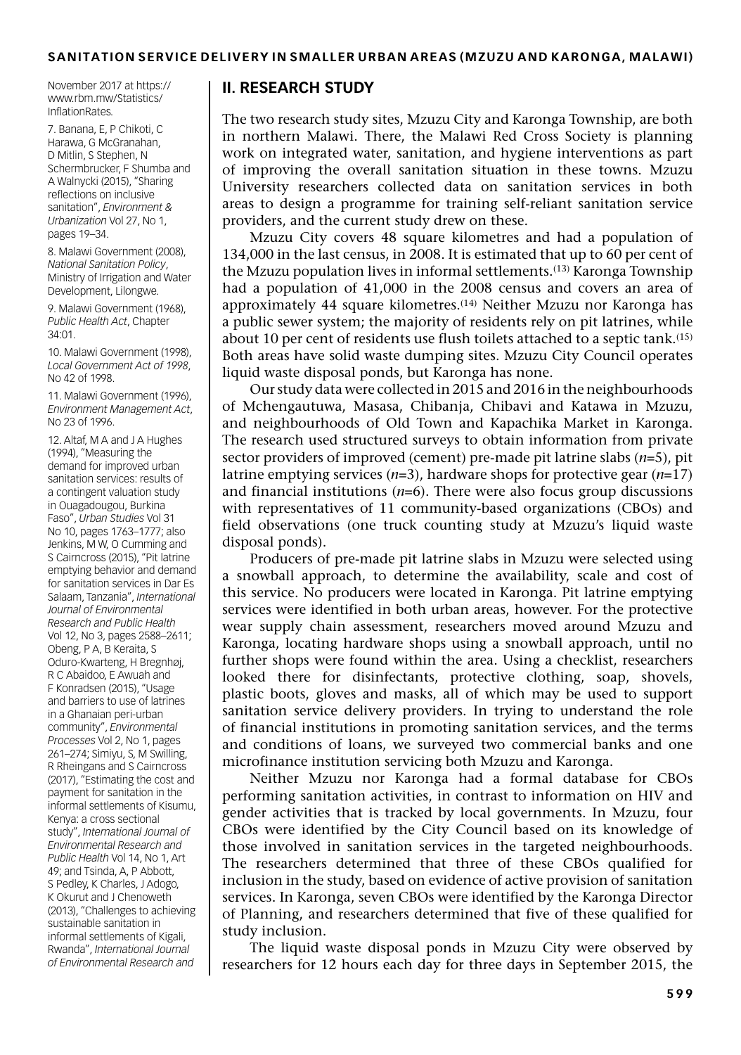November 2017 at https://www.rbm.mw/Statistics/InflationRates.

7. Banana, E, P Chikoti, C Harawa, G McGranahan, D Mitlin, S Stephen, N Schermbrucker, F Shumba and A Walnycki (2015), "Sharing reflections on inclusive sanitation", *Environment & Urbanization* Vol 27, No 1, pages 19–34.

8. Malawi Government (2008), *National Sanitation Policy*, Ministry of Irrigation and Water Development, Lilongwe.

9. Malawi Government (1968), *Public Health Act*, Chapter 34:01.

10. Malawi Government (1998), *Local Government Act of 1998*, No 42 of 1998.

11. Malawi Government (1996), *Environment Management Act*, No 23 of 1996.

12. Altaf, M A and J A Hughes (1994), "Measuring the demand for improved urban sanitation services: results of a contingent valuation study in Ouagadougou, Burkina Faso", *Urban Studies* Vol 31 No 10, pages 1763–1777; also Jenkins, M W, O Cumming and S Cairncross (2015), "Pit latrine emptying behavior and demand for sanitation services in Dar Es Salaam, Tanzania", *International Journal of Environmental Research and Public Health* Vol 12, No 3, pages 2588–2611; Obeng, P A, B Keraita, S Oduro-Kwarteng, H Bregnhøj, R C Abaidoo, E Awuah and F Konradsen (2015), "Usage and barriers to use of latrines in a Ghanaian peri-urban community", *Environmental Processes* Vol 2, No 1, pages 261–274; Simiyu, S, M Swilling, R Rheingans and S Cairncross (2017), "Estimating the cost and payment for sanitation in the informal settlements of Kisumu, Kenya: a cross sectional study", *International Journal of Environmental Research and Public Health* Vol 14, No 1, Art 49; and Tsinda, A, P Abbott, S Pedley, K Charles, J Adogo, K Okurut and J Chenoweth (2013), "Challenges to achieving sustainable sanitation in informal settlements of Kigali, Rwanda", *International Journal of Environmental Research and*

## II. RESEARCH STUDY

The two research study sites, Mzuzu City and Karonga Township, are both in northern Malawi. There, the Malawi Red Cross Society is planning work on integrated water, sanitation, and hygiene interventions as part of improving the overall sanitation situation in these towns. Mzuzu University researchers collected data on sanitation services in both areas to design a programme for training self-reliant sanitation service providers, and the current study drew on these.

Mzuzu City covers 48 square kilometres and had a population of 134,000 in the last census, in 2008. It is estimated that up to 60 per cent of the Mzuzu population lives in informal settlements.(13) Karonga Township had a population of 41,000 in the 2008 census and covers an area of approximately 44 square kilometres.(14) Neither Mzuzu nor Karonga has a public sewer system; the majority of residents rely on pit latrines, while about 10 per cent of residents use flush toilets attached to a septic tank.(15) Both areas have solid waste dumping sites. Mzuzu City Council operates liquid waste disposal ponds, but Karonga has none.

Our study data were collected in 2015 and 2016 in the neighbourhoods of Mchengautuwa, Masasa, Chibanja, Chibavi and Katawa in Mzuzu, and neighbourhoods of Old Town and Kapachika Market in Karonga. The research used structured surveys to obtain information from private sector providers of improved (cement) pre-made pit latrine slabs ($n$=5), pit latrine emptying services ($n$=3), hardware shops for protective gear ($n$=17) and financial institutions ($n$=6). There were also focus group discussions with representatives of 11 community-based organizations (CBOs) and field observations (one truck counting study at Mzuzu's liquid waste disposal ponds).

Producers of pre-made pit latrine slabs in Mzuzu were selected using a snowball approach, to determine the availability, scale and cost of this service. No producers were located in Karonga. Pit latrine emptying services were identified in both urban areas, however. For the protective wear supply chain assessment, researchers moved around Mzuzu and Karonga, locating hardware shops using a snowball approach, until no further shops were found within the area. Using a checklist, researchers looked there for disinfectants, protective clothing, soap, shovels, plastic boots, gloves and masks, all of which may be used to support sanitation service delivery providers. In trying to understand the role of financial institutions in promoting sanitation services, and the terms and conditions of loans, we surveyed two commercial banks and one microfinance institution servicing both Mzuzu and Karonga.

Neither Mzuzu nor Karonga had a formal database for CBOs performing sanitation activities, in contrast to information on HIV and gender activities that is tracked by local governments. In Mzuzu, four CBOs were identified by the City Council based on its knowledge of those involved in sanitation services in the targeted neighbourhoods. The researchers determined that three of these CBOs qualified for inclusion in the study, based on evidence of active provision of sanitation services. In Karonga, seven CBOs were identified by the Karonga Director of Planning, and researchers determined that five of these qualified for study inclusion.

The liquid waste disposal ponds in Mzuzu City were observed by researchers for 12 hours each day for three days in September 2015, the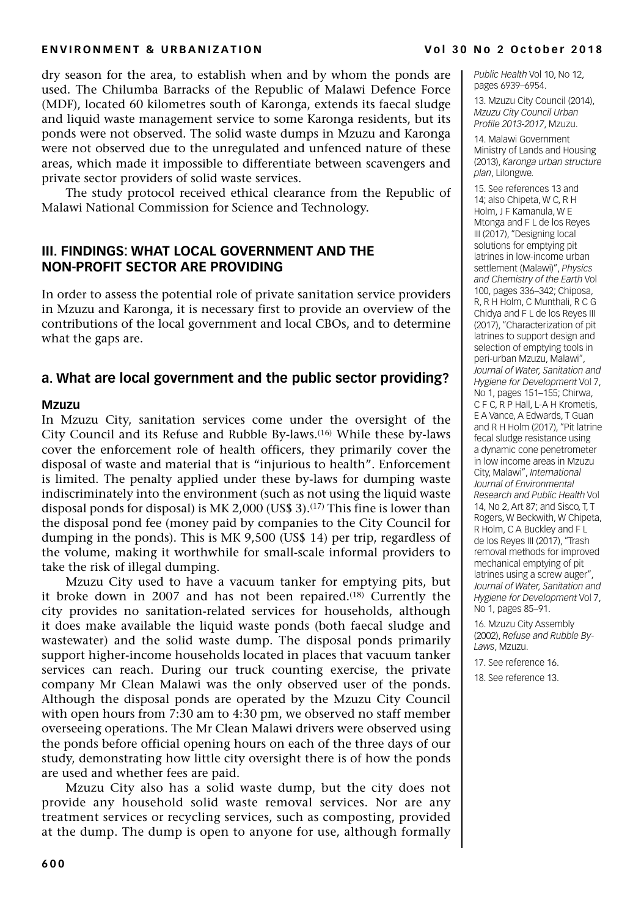dry season for the area, to establish when and by whom the ponds are used. The Chilumba Barracks of the Republic of Malawi Defence Force (MDF), located 60 kilometres south of Karonga, extends its faecal sludge and liquid waste management service to some Karonga residents, but its ponds were not observed. The solid waste dumps in Mzuzu and Karonga were not observed due to the unregulated and unfenced nature of these areas, which made it impossible to differentiate between scavengers and private sector providers of solid waste services.

The study protocol received ethical clearance from the Republic of Malawi National Commission for Science and Technology.

## III. FINDINGS: WHAT LOCAL GOVERNMENT AND THE NON-PROFIT SECTOR ARE PROVIDING

In order to assess the potential role of private sanitation service providers in Mzuzu and Karonga, it is necessary first to provide an overview of the contributions of the local government and local CBOs, and to determine what the gaps are.

### a. What are local government and the public sector providing?

#### Mzuzu

In Mzuzu City, sanitation services come under the oversight of the City Council and its Refuse and Rubble By-laws.[16] While these by-laws cover the enforcement role of health officers, they primarily cover the disposal of waste and material that is "injurious to health". Enforcement is limited. The penalty applied under these by-laws for dumping waste indiscriminately into the environment (such as not using the liquid waste disposal ponds for disposal) is MK 2,000 (US$ 3).[17] This fine is lower than the disposal pond fee (money paid by companies to the City Council for dumping in the ponds). This is MK 9,500 (US$ 14) per trip, regardless of the volume, making it worthwhile for small-scale informal providers to take the risk of illegal dumping.

Mzuzu City used to have a vacuum tanker for emptying pits, but it broke down in 2007 and has not been repaired.[18] Currently the city provides no sanitation-related services for households, although it does make available the liquid waste ponds (both faecal sludge and wastewater) and the solid waste dump. The disposal ponds primarily support higher-income households located in places that vacuum tanker services can reach. During our truck counting exercise, the private company Mr Clean Malawi was the only observed user of the ponds. Although the disposal ponds are operated by the Mzuzu City Council with open hours from 7:30 am to 4:30 pm, we observed no staff member overseeing operations. The Mr Clean Malawi drivers were observed using the ponds before official opening hours on each of the three days of our study, demonstrating how little city oversight there is of how the ponds are used and whether fees are paid.

Mzuzu City also has a solid waste dump, but the city does not provide any household solid waste removal services. Nor are any treatment services or recycling services, such as composting, provided at the dump. The dump is open to anyone for use, although formally

*Public Health* Vol 10, No 12, pages 6939–6954.

13. Mzuzu City Council (2014), *Mzuzu City Council Urban Profile 2013-2017*, Mzuzu.

14. Malawi Government Ministry of Lands and Housing (2013), *Karonga urban structure plan*, Lilongwe.

15. See references 13 and 14; also Chipeta, W C, R H Holm, J F Kamanula, W E Mtonga and F L de los Reyes III (2017), "Designing local solutions for emptying pit latrines in low-income urban settlement (Malawi)", *Physics and Chemistry of the Earth* Vol 100, pages 336–342; Chiposa, R, R H Holm, C Munthali, R C G Chidya and F L de los Reyes III (2017), "Characterization of pit latrines to support design and selection of emptying tools in peri-urban Mzuzu, Malawi", *Journal of Water, Sanitation and Hygiene for Development* Vol 7, No 1, pages 151–155; Chirwa, C F C, R P Hall, L-A H Krometis, E A Vance, A Edwards, T Guan and R H Holm (2017), "Pit latrine fecal sludge resistance using a dynamic cone penetrometer in low income areas in Mzuzu City, Malawi", *International Journal of Environmental Research and Public Health* Vol 14, No 2, Art 87; and Sisco, T, T Rogers, W Beckwith, W Chipeta, R Holm, C A Buckley and F L de los Reyes III (2017), "Trash removal methods for improved mechanical emptying of pit latrines using a screw auger", *Journal of Water, Sanitation and Hygiene for Development* Vol 7, No 1, pages 85–91.

16. Mzuzu City Assembly (2002), *Refuse and Rubble By-Laws*, Mzuzu.

17. See reference 16.

18. See reference 13.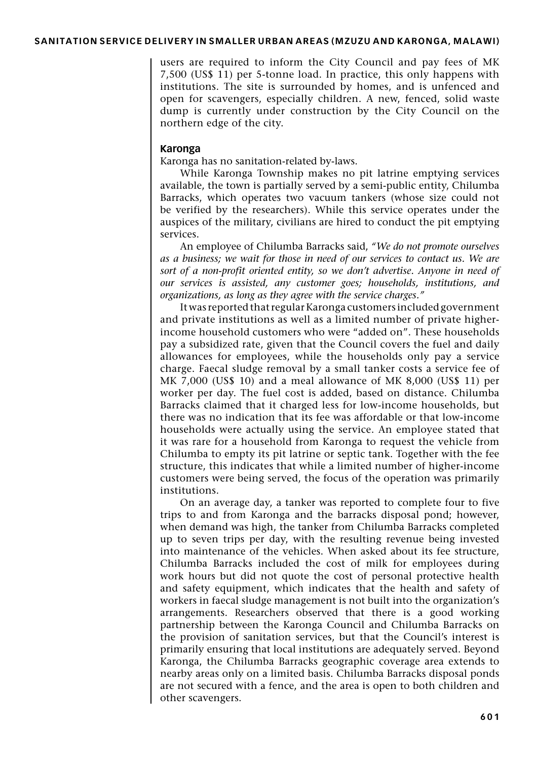users are required to inform the City Council and pay fees of MK 7,500 (US$ 11) per 5-tonne load. In practice, this only happens with institutions. The site is surrounded by homes, and is unfenced and open for scavengers, especially children. A new, fenced, solid waste dump is currently under construction by the City Council on the northern edge of the city.

### Karonga

Karonga has no sanitation-related by-laws.

While Karonga Township makes no pit latrine emptying services available, the town is partially served by a semi-public entity, Chilumba Barracks, which operates two vacuum tankers (whose size could not be verified by the researchers). While this service operates under the auspices of the military, civilians are hired to conduct the pit emptying services.

An employee of Chilumba Barracks said, *"We do not promote ourselves as a business; we wait for those in need of our services to contact us. We are sort of a non-profit oriented entity, so we don't advertise. Anyone in need of our services is assisted, any customer goes; households, institutions, and organizations, as long as they agree with the service charges."*

It was reported that regular Karonga customers included government and private institutions as well as a limited number of private higher-income household customers who were "added on". These households pay a subsidized rate, given that the Council covers the fuel and daily allowances for employees, while the households only pay a service charge. Faecal sludge removal by a small tanker costs a service fee of MK 7,000 (US$ 10) and a meal allowance of MK 8,000 (US$ 11) per worker per day. The fuel cost is added, based on distance. Chilumba Barracks claimed that it charged less for low-income households, but there was no indication that its fee was affordable or that low-income households were actually using the service. An employee stated that it was rare for a household from Karonga to request the vehicle from Chilumba to empty its pit latrine or septic tank. Together with the fee structure, this indicates that while a limited number of higher-income customers were being served, the focus of the operation was primarily institutions.

On an average day, a tanker was reported to complete four to five trips to and from Karonga and the barracks disposal pond; however, when demand was high, the tanker from Chilumba Barracks completed up to seven trips per day, with the resulting revenue being invested into maintenance of the vehicles. When asked about its fee structure, Chilumba Barracks included the cost of milk for employees during work hours but did not quote the cost of personal protective health and safety equipment, which indicates that the health and safety of workers in faecal sludge management is not built into the organization's arrangements. Researchers observed that there is a good working partnership between the Karonga Council and Chilumba Barracks on the provision of sanitation services, but that the Council's interest is primarily ensuring that local institutions are adequately served. Beyond Karonga, the Chilumba Barracks geographic coverage area extends to nearby areas only on a limited basis. Chilumba Barracks disposal ponds are not secured with a fence, and the area is open to both children and other scavengers.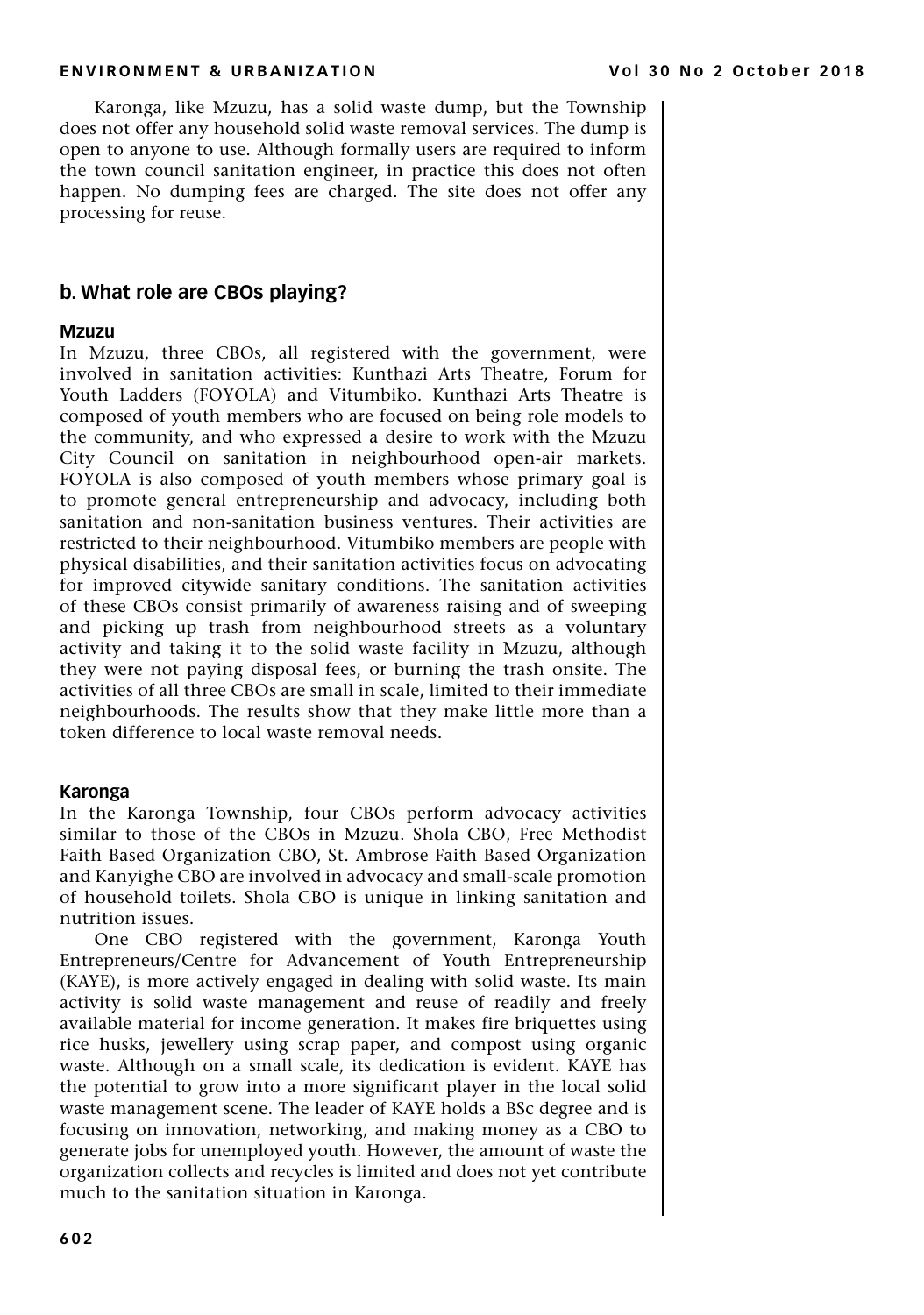Karonga, like Mzuzu, has a solid waste dump, but the Township does not offer any household solid waste removal services. The dump is open to anyone to use. Although formally users are required to inform the town council sanitation engineer, in practice this does not often happen. No dumping fees are charged. The site does not offer any processing for reuse.

## b. What role are CBOs playing?

### Mzuzu

In Mzuzu, three CBOs, all registered with the government, were involved in sanitation activities: Kunthazi Arts Theatre, Forum for Youth Ladders (FOYOLA) and Vitumbiko. Kunthazi Arts Theatre is composed of youth members who are focused on being role models to the community, and who expressed a desire to work with the Mzuzu City Council on sanitation in neighbourhood open-air markets. FOYOLA is also composed of youth members whose primary goal is to promote general entrepreneurship and advocacy, including both sanitation and non-sanitation business ventures. Their activities are restricted to their neighbourhood. Vitumbiko members are people with physical disabilities, and their sanitation activities focus on advocating for improved citywide sanitary conditions. The sanitation activities of these CBOs consist primarily of awareness raising and of sweeping and picking up trash from neighbourhood streets as a voluntary activity and taking it to the solid waste facility in Mzuzu, although they were not paying disposal fees, or burning the trash onsite. The activities of all three CBOs are small in scale, limited to their immediate neighbourhoods. The results show that they make little more than a token difference to local waste removal needs.

### Karonga

In the Karonga Township, four CBOs perform advocacy activities similar to those of the CBOs in Mzuzu. Shola CBO, Free Methodist Faith Based Organization CBO, St. Ambrose Faith Based Organization and Kanyighe CBO are involved in advocacy and small-scale promotion of household toilets. Shola CBO is unique in linking sanitation and nutrition issues.

One CBO registered with the government, Karonga Youth Entrepreneurs/Centre for Advancement of Youth Entrepreneurship (KAYE), is more actively engaged in dealing with solid waste. Its main activity is solid waste management and reuse of readily and freely available material for income generation. It makes fire briquettes using rice husks, jewellery using scrap paper, and compost using organic waste. Although on a small scale, its dedication is evident. KAYE has the potential to grow into a more significant player in the local solid waste management scene. The leader of KAYE holds a BSc degree and is focusing on innovation, networking, and making money as a CBO to generate jobs for unemployed youth. However, the amount of waste the organization collects and recycles is limited and does not yet contribute much to the sanitation situation in Karonga.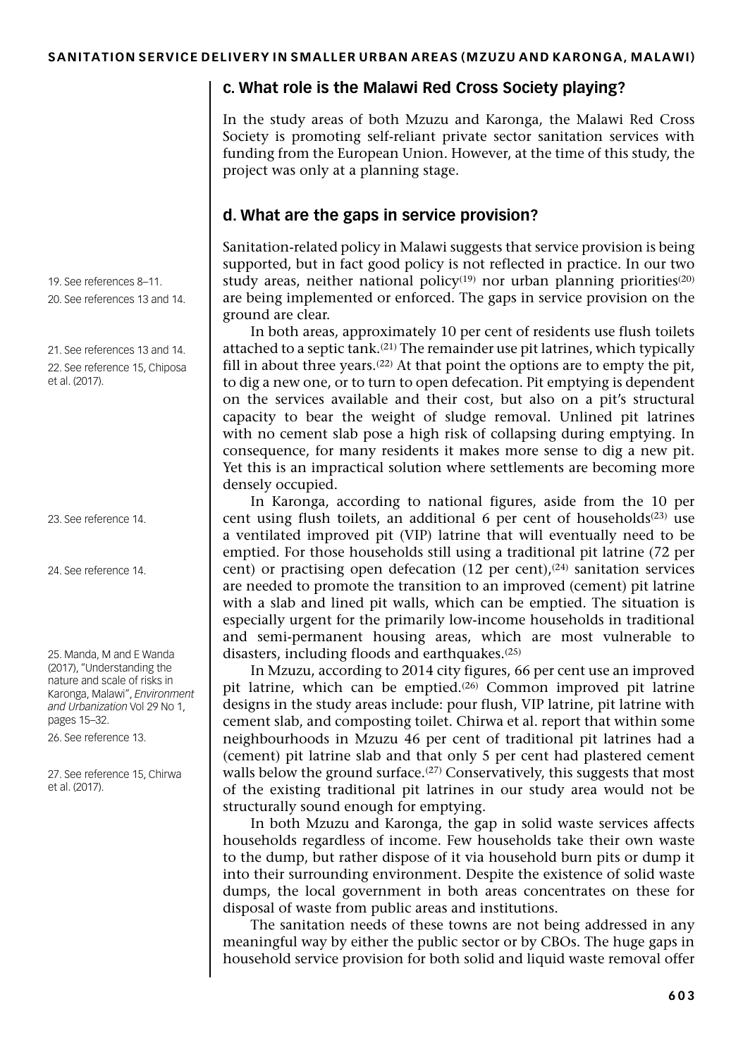### c. What role is the Malawi Red Cross Society playing?

In the study areas of both Mzuzu and Karonga, the Malawi Red Cross Society is promoting self-reliant private sector sanitation services with funding from the European Union. However, at the time of this study, the project was only at a planning stage.

### d. What are the gaps in service provision?

Sanitation-related policy in Malawi suggests that service provision is being supported, but in fact good policy is not reflected in practice. In our two study areas, neither national policy[19] nor urban planning priorities[20] are being implemented or enforced. The gaps in service provision on the ground are clear.

In both areas, approximately 10 per cent of residents use flush toilets attached to a septic tank.[21] The remainder use pit latrines, which typically fill in about three years.[22] At that point the options are to empty the pit, to dig a new one, or to turn to open defecation. Pit emptying is dependent on the services available and their cost, but also on a pit's structural capacity to bear the weight of sludge removal. Unlined pit latrines with no cement slab pose a high risk of collapsing during emptying. In consequence, for many residents it makes more sense to dig a new pit. Yet this is an impractical solution where settlements are becoming more densely occupied.

In Karonga, according to national figures, aside from the 10 per cent using flush toilets, an additional 6 per cent of households[23] use a ventilated improved pit (VIP) latrine that will eventually need to be emptied. For those households still using a traditional pit latrine (72 per cent) or practising open defecation (12 per cent),[24] sanitation services are needed to promote the transition to an improved (cement) pit latrine with a slab and lined pit walls, which can be emptied. The situation is especially urgent for the primarily low-income households in traditional and semi-permanent housing areas, which are most vulnerable to disasters, including floods and earthquakes.[25]

In Mzuzu, according to 2014 city figures, 66 per cent use an improved pit latrine, which can be emptied.[26] Common improved pit latrine designs in the study areas include: pour flush, VIP latrine, pit latrine with cement slab, and composting toilet. Chirwa et al. report that within some neighbourhoods in Mzuzu 46 per cent of traditional pit latrines had a (cement) pit latrine slab and that only 5 per cent had plastered cement walls below the ground surface.[27] Conservatively, this suggests that most of the existing traditional pit latrines in our study area would not be structurally sound enough for emptying.

In both Mzuzu and Karonga, the gap in solid waste services affects households regardless of income. Few households take their own waste to the dump, but rather dispose of it via household burn pits or dump it into their surrounding environment. Despite the existence of solid waste dumps, the local government in both areas concentrates on these for disposal of waste from public areas and institutions.

The sanitation needs of these towns are not being addressed in any meaningful way by either the public sector or by CBOs. The huge gaps in household service provision for both solid and liquid waste removal offer

19. See references 8–11.

20. See references 13 and 14.

21. See references 13 and 14.

22. See reference 15, Chiposa et al. (2017).

23. See reference 14.

24. See reference 14.

25. Manda, M and E Wanda (2017), "Understanding the nature and scale of risks in Karonga, Malawi", *Environment and Urbanization* Vol 29 No 1, pages 15–32.

26. See reference 13.

27. See reference 15, Chirwa et al. (2017).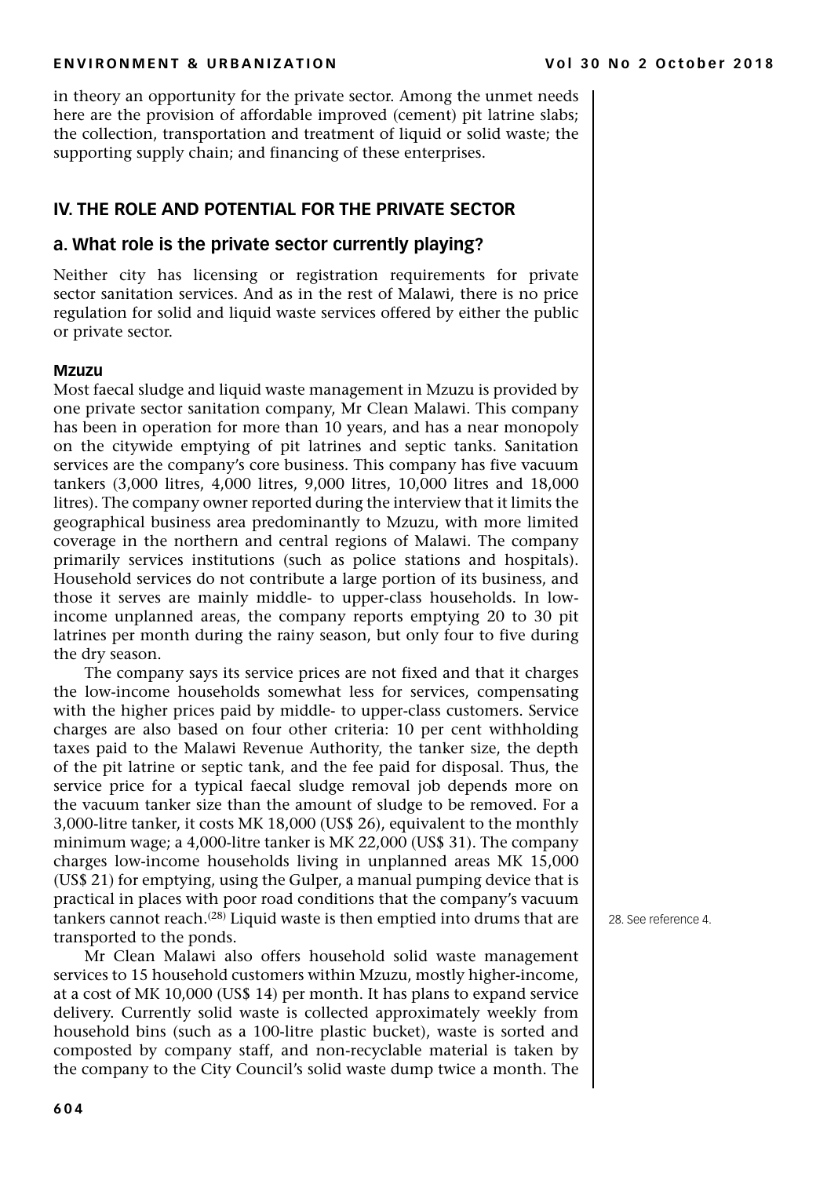in theory an opportunity for the private sector. Among the unmet needs here are the provision of affordable improved (cement) pit latrine slabs; the collection, transportation and treatment of liquid or solid waste; the supporting supply chain; and financing of these enterprises.

## IV. THE ROLE AND POTENTIAL FOR THE PRIVATE SECTOR

### a. What role is the private sector currently playing?

Neither city has licensing or registration requirements for private sector sanitation services. And as in the rest of Malawi, there is no price regulation for solid and liquid waste services offered by either the public or private sector.

#### Mzuzu

Most faecal sludge and liquid waste management in Mzuzu is provided by one private sector sanitation company, Mr Clean Malawi. This company has been in operation for more than 10 years, and has a near monopoly on the citywide emptying of pit latrines and septic tanks. Sanitation services are the company's core business. This company has five vacuum tankers (3,000 litres, 4,000 litres, 9,000 litres, 10,000 litres and 18,000 litres). The company owner reported during the interview that it limits the geographical business area predominantly to Mzuzu, with more limited coverage in the northern and central regions of Malawi. The company primarily services institutions (such as police stations and hospitals). Household services do not contribute a large portion of its business, and those it serves are mainly middle- to upper-class households. In low-income unplanned areas, the company reports emptying 20 to 30 pit latrines per month during the rainy season, but only four to five during the dry season.

The company says its service prices are not fixed and that it charges the low-income households somewhat less for services, compensating with the higher prices paid by middle- to upper-class customers. Service charges are also based on four other criteria: 10 per cent withholding taxes paid to the Malawi Revenue Authority, the tanker size, the depth of the pit latrine or septic tank, and the fee paid for disposal. Thus, the service price for a typical faecal sludge removal job depends more on the vacuum tanker size than the amount of sludge to be removed. For a 3,000-litre tanker, it costs MK 18,000 (US$ 26), equivalent to the monthly minimum wage; a 4,000-litre tanker is MK 22,000 (US$ 31). The company charges low-income households living in unplanned areas MK 15,000 (US$ 21) for emptying, using the Gulper, a manual pumping device that is practical in places with poor road conditions that the company's vacuum tankers cannot reach.[28] Liquid waste is then emptied into drums that are transported to the ponds.

Mr Clean Malawi also offers household solid waste management services to 15 household customers within Mzuzu, mostly higher-income, at a cost of MK 10,000 (US$ 14) per month. It has plans to expand service delivery. Currently solid waste is collected approximately weekly from household bins (such as a 100-litre plastic bucket), waste is sorted and composted by company staff, and non-recyclable material is taken by the company to the City Council's solid waste dump twice a month. The

28. See reference 4.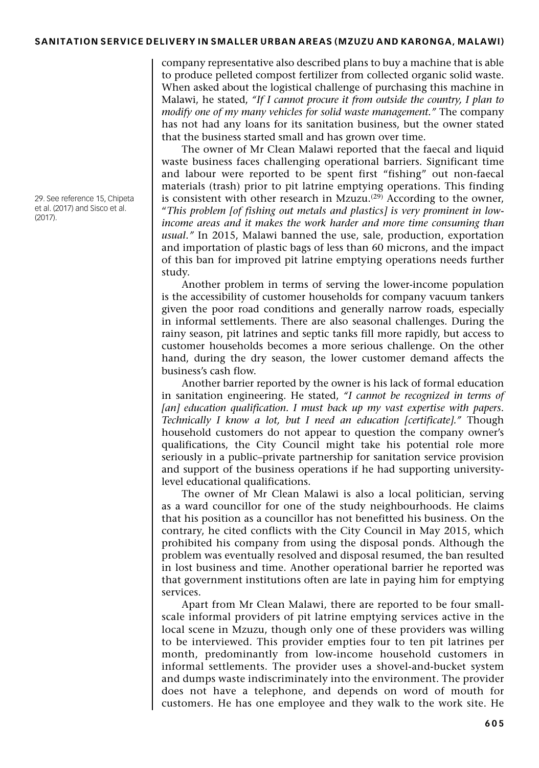company representative also described plans to buy a machine that is able to produce pelleted compost fertilizer from collected organic solid waste. When asked about the logistical challenge of purchasing this machine in Malawi, he stated, *"If I cannot procure it from outside the country, I plan to modify one of my many vehicles for solid waste management."* The company has not had any loans for its sanitation business, but the owner stated that the business started small and has grown over time.

The owner of Mr Clean Malawi reported that the faecal and liquid waste business faces challenging operational barriers. Significant time and labour were reported to be spent first "fishing" out non-faecal materials (trash) prior to pit latrine emptying operations. This finding is consistent with other research in Mzuzu.[29] According to the owner, "*This problem [of fishing out metals and plastics] is very prominent in low-income areas and it makes the work harder and more time consuming than usual."* In 2015, Malawi banned the use, sale, production, exportation and importation of plastic bags of less than 60 microns, and the impact of this ban for improved pit latrine emptying operations needs further study.

29. See reference 15, Chipeta et al. (2017) and Sisco et al. (2017).

Another problem in terms of serving the lower-income population is the accessibility of customer households for company vacuum tankers given the poor road conditions and generally narrow roads, especially in informal settlements. There are also seasonal challenges. During the rainy season, pit latrines and septic tanks fill more rapidly, but access to customer households becomes a more serious challenge. On the other hand, during the dry season, the lower customer demand affects the business's cash flow.

Another barrier reported by the owner is his lack of formal education in sanitation engineering. He stated, *"I cannot be recognized in terms of [an] education qualification. I must back up my vast expertise with papers. Technically I know a lot, but I need an education [certificate]."* Though household customers do not appear to question the company owner's qualifications, the City Council might take his potential role more seriously in a public–private partnership for sanitation service provision and support of the business operations if he had supporting university-level educational qualifications.

The owner of Mr Clean Malawi is also a local politician, serving as a ward councillor for one of the study neighbourhoods. He claims that his position as a councillor has not benefitted his business. On the contrary, he cited conflicts with the City Council in May 2015, which prohibited his company from using the disposal ponds. Although the problem was eventually resolved and disposal resumed, the ban resulted in lost business and time. Another operational barrier he reported was that government institutions often are late in paying him for emptying services.

Apart from Mr Clean Malawi, there are reported to be four small-scale informal providers of pit latrine emptying services active in the local scene in Mzuzu, though only one of these providers was willing to be interviewed. This provider empties four to ten pit latrines per month, predominantly from low-income household customers in informal settlements. The provider uses a shovel-and-bucket system and dumps waste indiscriminately into the environment. The provider does not have a telephone, and depends on word of mouth for customers. He has one employee and they walk to the work site. He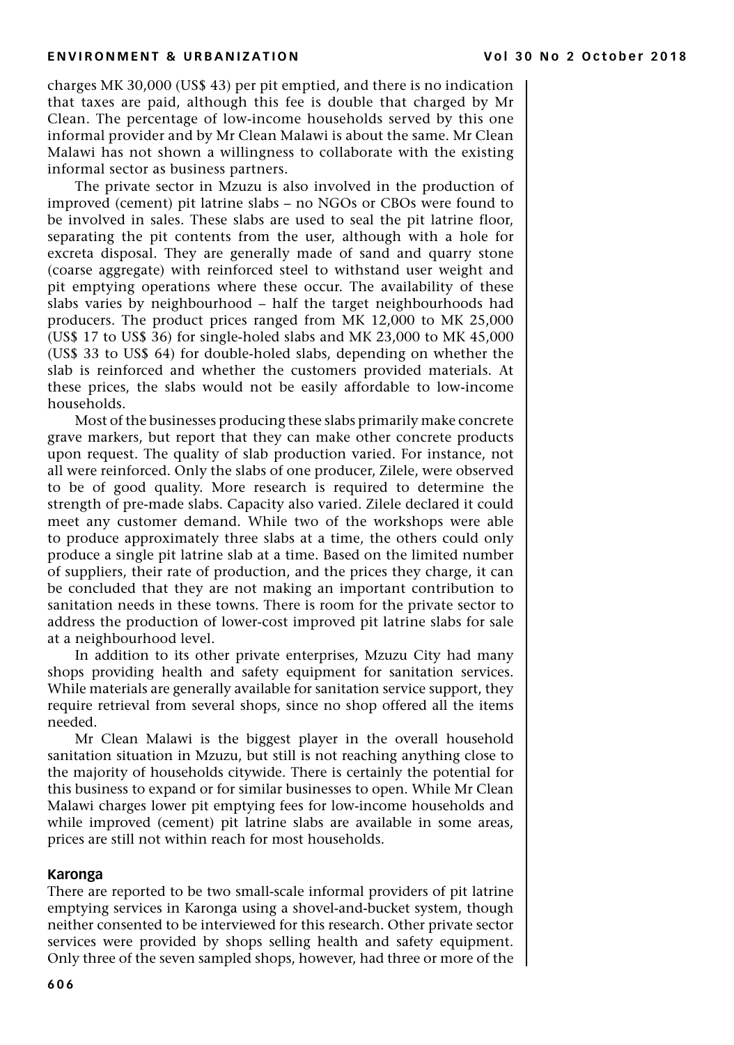charges MK 30,000 (US$ 43) per pit emptied, and there is no indication that taxes are paid, although this fee is double that charged by Mr Clean. The percentage of low-income households served by this one informal provider and by Mr Clean Malawi is about the same. Mr Clean Malawi has not shown a willingness to collaborate with the existing informal sector as business partners.

The private sector in Mzuzu is also involved in the production of improved (cement) pit latrine slabs – no NGOs or CBOs were found to be involved in sales. These slabs are used to seal the pit latrine floor, separating the pit contents from the user, although with a hole for excreta disposal. They are generally made of sand and quarry stone (coarse aggregate) with reinforced steel to withstand user weight and pit emptying operations where these occur. The availability of these slabs varies by neighbourhood – half the target neighbourhoods had producers. The product prices ranged from MK 12,000 to MK 25,000 (US$ 17 to US$ 36) for single-holed slabs and MK 23,000 to MK 45,000 (US$ 33 to US$ 64) for double-holed slabs, depending on whether the slab is reinforced and whether the customers provided materials. At these prices, the slabs would not be easily affordable to low-income households.

Most of the businesses producing these slabs primarily make concrete grave markers, but report that they can make other concrete products upon request. The quality of slab production varied. For instance, not all were reinforced. Only the slabs of one producer, Zilele, were observed to be of good quality. More research is required to determine the strength of pre-made slabs. Capacity also varied. Zilele declared it could meet any customer demand. While two of the workshops were able to produce approximately three slabs at a time, the others could only produce a single pit latrine slab at a time. Based on the limited number of suppliers, their rate of production, and the prices they charge, it can be concluded that they are not making an important contribution to sanitation needs in these towns. There is room for the private sector to address the production of lower-cost improved pit latrine slabs for sale at a neighbourhood level.

In addition to its other private enterprises, Mzuzu City had many shops providing health and safety equipment for sanitation services. While materials are generally available for sanitation service support, they require retrieval from several shops, since no shop offered all the items needed.

Mr Clean Malawi is the biggest player in the overall household sanitation situation in Mzuzu, but still is not reaching anything close to the majority of households citywide. There is certainly the potential for this business to expand or for similar businesses to open. While Mr Clean Malawi charges lower pit emptying fees for low-income households and while improved (cement) pit latrine slabs are available in some areas, prices are still not within reach for most households.

### Karonga

There are reported to be two small-scale informal providers of pit latrine emptying services in Karonga using a shovel-and-bucket system, though neither consented to be interviewed for this research. Other private sector services were provided by shops selling health and safety equipment. Only three of the seven sampled shops, however, had three or more of the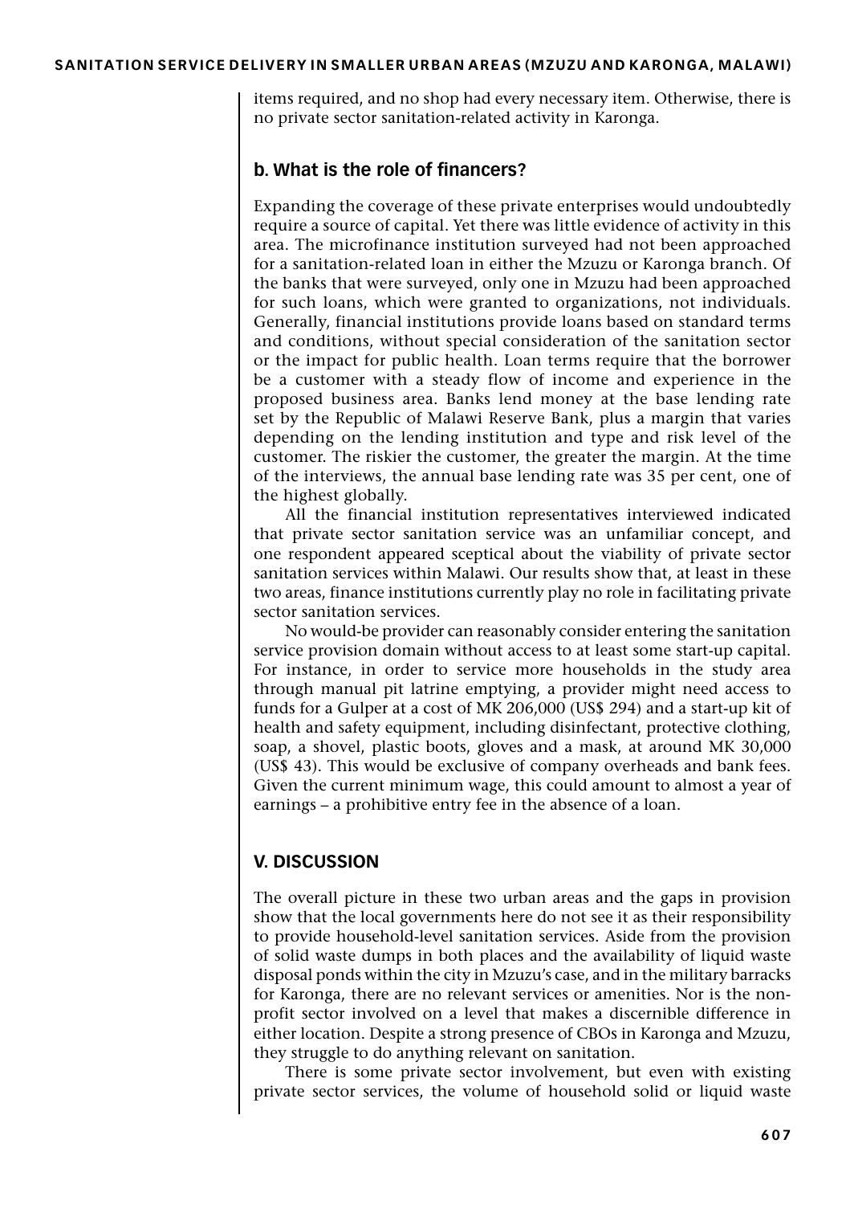items required, and no shop had every necessary item. Otherwise, there is no private sector sanitation-related activity in Karonga.

## b. What is the role of financers?

Expanding the coverage of these private enterprises would undoubtedly require a source of capital. Yet there was little evidence of activity in this area. The microfinance institution surveyed had not been approached for a sanitation-related loan in either the Mzuzu or Karonga branch. Of the banks that were surveyed, only one in Mzuzu had been approached for such loans, which were granted to organizations, not individuals. Generally, financial institutions provide loans based on standard terms and conditions, without special consideration of the sanitation sector or the impact for public health. Loan terms require that the borrower be a customer with a steady flow of income and experience in the proposed business area. Banks lend money at the base lending rate set by the Republic of Malawi Reserve Bank, plus a margin that varies depending on the lending institution and type and risk level of the customer. The riskier the customer, the greater the margin. At the time of the interviews, the annual base lending rate was 35 per cent, one of the highest globally.

All the financial institution representatives interviewed indicated that private sector sanitation service was an unfamiliar concept, and one respondent appeared sceptical about the viability of private sector sanitation services within Malawi. Our results show that, at least in these two areas, finance institutions currently play no role in facilitating private sector sanitation services.

No would-be provider can reasonably consider entering the sanitation service provision domain without access to at least some start-up capital. For instance, in order to service more households in the study area through manual pit latrine emptying, a provider might need access to funds for a Gulper at a cost of MK 206,000 (US$ 294) and a start-up kit of health and safety equipment, including disinfectant, protective clothing, soap, a shovel, plastic boots, gloves and a mask, at around MK 30,000 (US$ 43). This would be exclusive of company overheads and bank fees. Given the current minimum wage, this could amount to almost a year of earnings – a prohibitive entry fee in the absence of a loan.

# V. DISCUSSION

The overall picture in these two urban areas and the gaps in provision show that the local governments here do not see it as their responsibility to provide household-level sanitation services. Aside from the provision of solid waste dumps in both places and the availability of liquid waste disposal ponds within the city in Mzuzu's case, and in the military barracks for Karonga, there are no relevant services or amenities. Nor is the non-profit sector involved on a level that makes a discernible difference in either location. Despite a strong presence of CBOs in Karonga and Mzuzu, they struggle to do anything relevant on sanitation.

There is some private sector involvement, but even with existing private sector services, the volume of household solid or liquid waste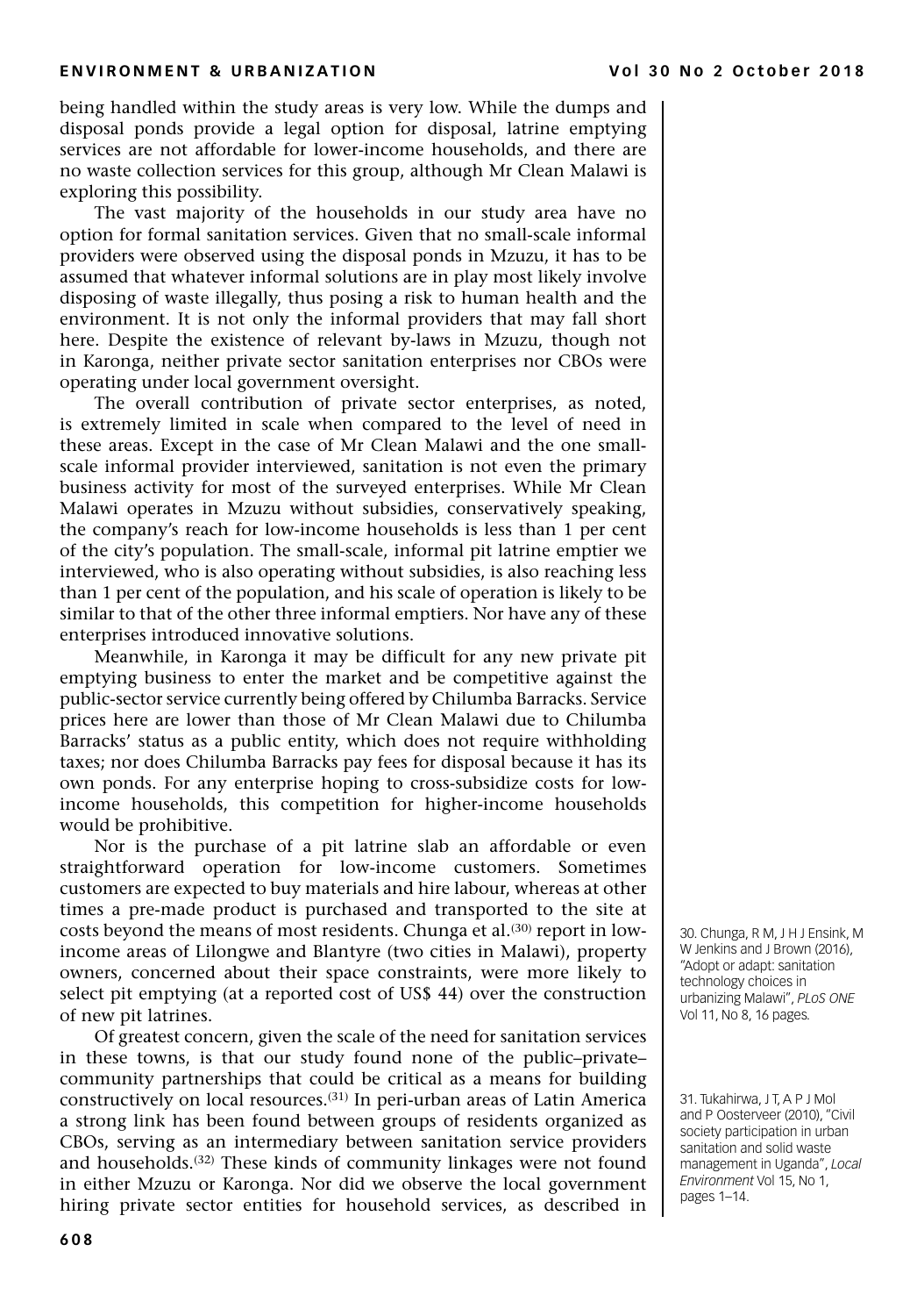being handled within the study areas is very low. While the dumps and disposal ponds provide a legal option for disposal, latrine emptying services are not affordable for lower-income households, and there are no waste collection services for this group, although Mr Clean Malawi is exploring this possibility.

The vast majority of the households in our study area have no option for formal sanitation services. Given that no small-scale informal providers were observed using the disposal ponds in Mzuzu, it has to be assumed that whatever informal solutions are in play most likely involve disposing of waste illegally, thus posing a risk to human health and the environment. It is not only the informal providers that may fall short here. Despite the existence of relevant by-laws in Mzuzu, though not in Karonga, neither private sector sanitation enterprises nor CBOs were operating under local government oversight.

The overall contribution of private sector enterprises, as noted, is extremely limited in scale when compared to the level of need in these areas. Except in the case of Mr Clean Malawi and the one small-scale informal provider interviewed, sanitation is not even the primary business activity for most of the surveyed enterprises. While Mr Clean Malawi operates in Mzuzu without subsidies, conservatively speaking, the company's reach for low-income households is less than 1 per cent of the city's population. The small-scale, informal pit latrine emptier we interviewed, who is also operating without subsidies, is also reaching less than 1 per cent of the population, and his scale of operation is likely to be similar to that of the other three informal emptiers. Nor have any of these enterprises introduced innovative solutions.

Meanwhile, in Karonga it may be difficult for any new private pit emptying business to enter the market and be competitive against the public-sector service currently being offered by Chilumba Barracks. Service prices here are lower than those of Mr Clean Malawi due to Chilumba Barracks' status as a public entity, which does not require withholding taxes; nor does Chilumba Barracks pay fees for disposal because it has its own ponds. For any enterprise hoping to cross-subsidize costs for low-income households, this competition for higher-income households would be prohibitive.

Nor is the purchase of a pit latrine slab an affordable or even straightforward operation for low-income customers. Sometimes customers are expected to buy materials and hire labour, whereas at other times a pre-made product is purchased and transported to the site at costs beyond the means of most residents. Chunga et al.[30] report in low-income areas of Lilongwe and Blantyre (two cities in Malawi), property owners, concerned about their space constraints, were more likely to select pit emptying (at a reported cost of US$ 44) over the construction of new pit latrines.

Of greatest concern, given the scale of the need for sanitation services in these towns, is that our study found none of the public–private–community partnerships that could be critical as a means for building constructively on local resources.[31] In peri-urban areas of Latin America a strong link has been found between groups of residents organized as CBOs, serving as an intermediary between sanitation service providers and households.[32] These kinds of community linkages were not found in either Mzuzu or Karonga. Nor did we observe the local government hiring private sector entities for household services, as described in

30. Chunga, R M, J H J Ensink, M W Jenkins and J Brown (2016), "Adopt or adapt: sanitation technology choices in urbanizing Malawi", *PLoS ONE* Vol 11, No 8, 16 pages.

31. Tukahirwa, J T, A P J Mol and P Oosterveer (2010), "Civil society participation in urban sanitation and solid waste management in Uganda", *Local Environment* Vol 15, No 1, pages 1–14.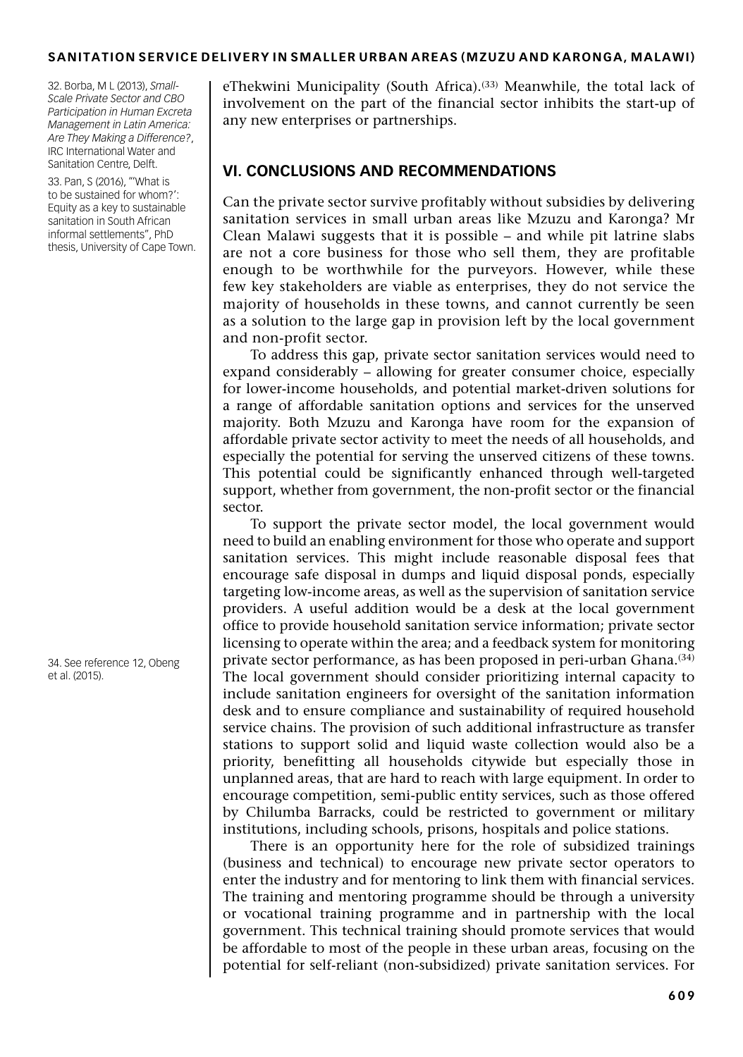eThekwini Municipality (South Africa).[33] Meanwhile, the total lack of involvement on the part of the financial sector inhibits the start-up of any new enterprises or partnerships.

32. Borba, M L (2013), *Small-Scale Private Sector and CBO Participation in Human Excreta Management in Latin America: Are They Making a Difference?*, IRC International Water and Sanitation Centre, Delft.

33. Pan, S (2016), "'What is to be sustained for whom?': Equity as a key to sustainable sanitation in South African informal settlements", PhD thesis, University of Cape Town.

## VI. CONCLUSIONS AND RECOMMENDATIONS

Can the private sector survive profitably without subsidies by delivering sanitation services in small urban areas like Mzuzu and Karonga? Mr Clean Malawi suggests that it is possible – and while pit latrine slabs are not a core business for those who sell them, they are profitable enough to be worthwhile for the purveyors. However, while these few key stakeholders are viable as enterprises, they do not service the majority of households in these towns, and cannot currently be seen as a solution to the large gap in provision left by the local government and non-profit sector.

To address this gap, private sector sanitation services would need to expand considerably – allowing for greater consumer choice, especially for lower-income households, and potential market-driven solutions for a range of affordable sanitation options and services for the unserved majority. Both Mzuzu and Karonga have room for the expansion of affordable private sector activity to meet the needs of all households, and especially the potential for serving the unserved citizens of these towns. This potential could be significantly enhanced through well-targeted support, whether from government, the non-profit sector or the financial sector.

To support the private sector model, the local government would need to build an enabling environment for those who operate and support sanitation services. This might include reasonable disposal fees that encourage safe disposal in dumps and liquid disposal ponds, especially targeting low-income areas, as well as the supervision of sanitation service providers. A useful addition would be a desk at the local government office to provide household sanitation service information; private sector licensing to operate within the area; and a feedback system for monitoring private sector performance, as has been proposed in peri-urban Ghana.[34] The local government should consider prioritizing internal capacity to include sanitation engineers for oversight of the sanitation information desk and to ensure compliance and sustainability of required household service chains. The provision of such additional infrastructure as transfer stations to support solid and liquid waste collection would also be a priority, benefitting all households citywide but especially those in unplanned areas, that are hard to reach with large equipment. In order to encourage competition, semi-public entity services, such as those offered by Chilumba Barracks, could be restricted to government or military institutions, including schools, prisons, hospitals and police stations.

34. See reference 12, Obeng et al. (2015).

There is an opportunity here for the role of subsidized trainings (business and technical) to encourage new private sector operators to enter the industry and for mentoring to link them with financial services. The training and mentoring programme should be through a university or vocational training programme and in partnership with the local government. This technical training should promote services that would be affordable to most of the people in these urban areas, focusing on the potential for self-reliant (non-subsidized) private sanitation services. For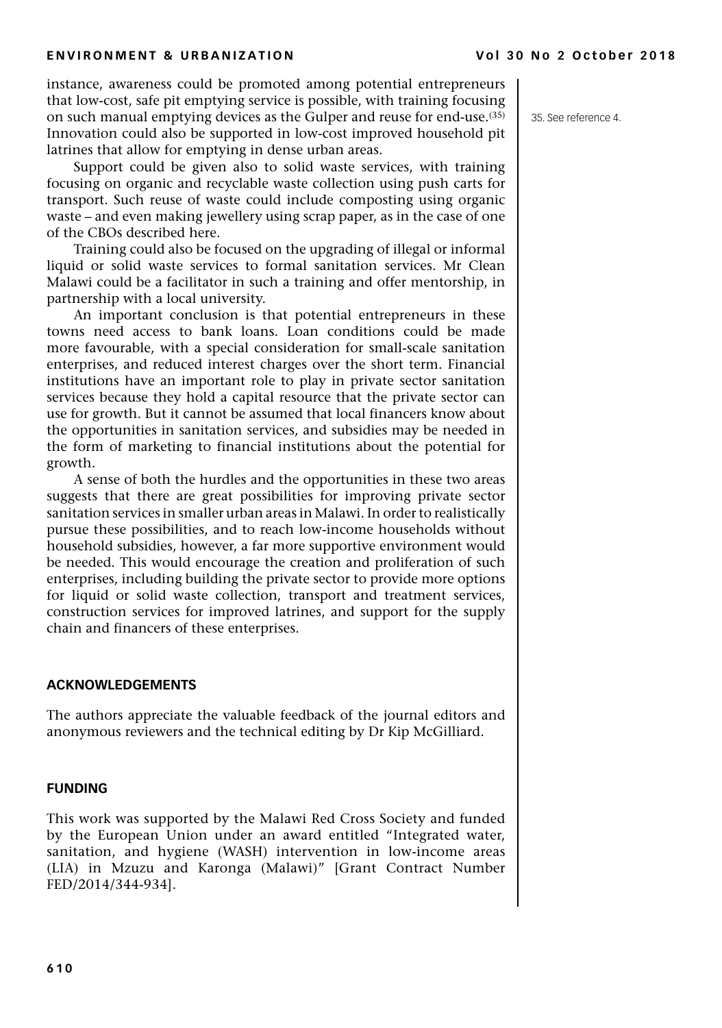instance, awareness could be promoted among potential entrepreneurs that low-cost, safe pit emptying service is possible, with training focusing on such manual emptying devices as the Gulper and reuse for end-use.[35] Innovation could also be supported in low-cost improved household pit latrines that allow for emptying in dense urban areas.

35. See reference 4.

Support could be given also to solid waste services, with training focusing on organic and recyclable waste collection using push carts for transport. Such reuse of waste could include composting using organic waste – and even making jewellery using scrap paper, as in the case of one of the CBOs described here.

Training could also be focused on the upgrading of illegal or informal liquid or solid waste services to formal sanitation services. Mr Clean Malawi could be a facilitator in such a training and offer mentorship, in partnership with a local university.

An important conclusion is that potential entrepreneurs in these towns need access to bank loans. Loan conditions could be made more favourable, with a special consideration for small-scale sanitation enterprises, and reduced interest charges over the short term. Financial institutions have an important role to play in private sector sanitation services because they hold a capital resource that the private sector can use for growth. But it cannot be assumed that local financers know about the opportunities in sanitation services, and subsidies may be needed in the form of marketing to financial institutions about the potential for growth.

A sense of both the hurdles and the opportunities in these two areas suggests that there are great possibilities for improving private sector sanitation services in smaller urban areas in Malawi. In order to realistically pursue these possibilities, and to reach low-income households without household subsidies, however, a far more supportive environment would be needed. This would encourage the creation and proliferation of such enterprises, including building the private sector to provide more options for liquid or solid waste collection, transport and treatment services, construction services for improved latrines, and support for the supply chain and financers of these enterprises.

## ACKNOWLEDGEMENTS

The authors appreciate the valuable feedback of the journal editors and anonymous reviewers and the technical editing by Dr Kip McGilliard.

## FUNDING

This work was supported by the Malawi Red Cross Society and funded by the European Union under an award entitled "Integrated water, sanitation, and hygiene (WASH) intervention in low-income areas (LIA) in Mzuzu and Karonga (Malawi)" [Grant Contract Number FED/2014/344-934].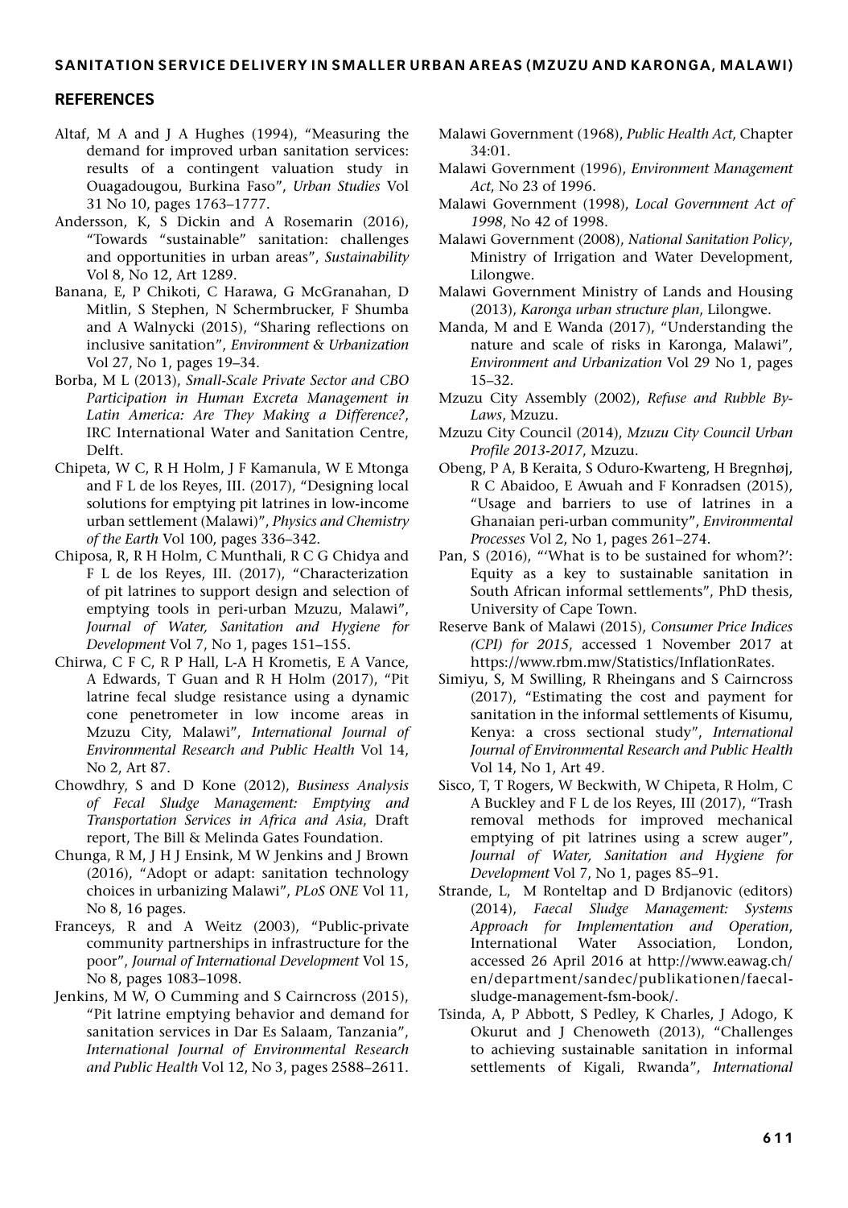## REFERENCES

Altaf, M A and J A Hughes (1994), "Measuring the demand for improved urban sanitation services: results of a contingent valuation study in Ouagadougou, Burkina Faso", *Urban Studies* Vol 31 No 10, pages 1763–1777.

Andersson, K, S Dickin and A Rosemarin (2016), "Towards "sustainable" sanitation: challenges and opportunities in urban areas", *Sustainability* Vol 8, No 12, Art 1289.

Banana, E, P Chikoti, C Harawa, G McGranahan, D Mitlin, S Stephen, N Schermbrucker, F Shumba and A Walnycki (2015), "Sharing reflections on inclusive sanitation", *Environment & Urbanization* Vol 27, No 1, pages 19–34.

Borba, M L (2013), *Small-Scale Private Sector and CBO Participation in Human Excreta Management in Latin America: Are They Making a Difference?*, IRC International Water and Sanitation Centre, Delft.

Chipeta, W C, R H Holm, J F Kamanula, W E Mtonga and F L de los Reyes, III. (2017), "Designing local solutions for emptying pit latrines in low-income urban settlement (Malawi)", *Physics and Chemistry of the Earth* Vol 100, pages 336–342.

Chiposa, R, R H Holm, C Munthali, R C G Chidya and F L de los Reyes, III. (2017), "Characterization of pit latrines to support design and selection of emptying tools in peri-urban Mzuzu, Malawi", *Journal of Water, Sanitation and Hygiene for Development* Vol 7, No 1, pages 151–155.

Chirwa, C F C, R P Hall, L-A H Krometis, E A Vance, A Edwards, T Guan and R H Holm (2017), "Pit latrine fecal sludge resistance using a dynamic cone penetrometer in low income areas in Mzuzu City, Malawi", *International Journal of Environmental Research and Public Health* Vol 14, No 2, Art 87.

Chowdhry, S and D Kone (2012), *Business Analysis of Fecal Sludge Management: Emptying and Transportation Services in Africa and Asia*, Draft report, The Bill & Melinda Gates Foundation.

Chunga, R M, J H J Ensink, M W Jenkins and J Brown (2016), "Adopt or adapt: sanitation technology choices in urbanizing Malawi", *PLoS ONE* Vol 11, No 8, 16 pages.

Franceys, R and A Weitz (2003), "Public-private community partnerships in infrastructure for the poor", *Journal of International Development* Vol 15, No 8, pages 1083–1098.

Jenkins, M W, O Cumming and S Cairncross (2015), "Pit latrine emptying behavior and demand for sanitation services in Dar Es Salaam, Tanzania", *International Journal of Environmental Research and Public Health* Vol 12, No 3, pages 2588–2611.

Malawi Government (1968), *Public Health Act*, Chapter 34:01.

Malawi Government (1996), *Environment Management Act*, No 23 of 1996.

Malawi Government (1998), *Local Government Act of 1998*, No 42 of 1998.

Malawi Government (2008), *National Sanitation Policy*, Ministry of Irrigation and Water Development, Lilongwe.

Malawi Government Ministry of Lands and Housing (2013), *Karonga urban structure plan*, Lilongwe.

Manda, M and E Wanda (2017), "Understanding the nature and scale of risks in Karonga, Malawi", *Environment and Urbanization* Vol 29 No 1, pages 15–32.

Mzuzu City Assembly (2002), *Refuse and Rubble By-Laws*, Mzuzu.

Mzuzu City Council (2014), *Mzuzu City Council Urban Profile 2013-2017*, Mzuzu.

Obeng, P A, B Keraita, S Oduro-Kwarteng, H Bregnhøj, R C Abaidoo, E Awuah and F Konradsen (2015), "Usage and barriers to use of latrines in a Ghanaian peri-urban community", *Environmental Processes* Vol 2, No 1, pages 261–274.

Pan, S (2016), "'What is to be sustained for whom?': Equity as a key to sustainable sanitation in South African informal settlements", PhD thesis, University of Cape Town.

Reserve Bank of Malawi (2015), *Consumer Price Indices (CPI) for 2015*, accessed 1 November 2017 at https://www.rbm.mw/Statistics/InflationRates.

Simiyu, S, M Swilling, R Rheingans and S Cairncross (2017), "Estimating the cost and payment for sanitation in the informal settlements of Kisumu, Kenya: a cross sectional study", *International Journal of Environmental Research and Public Health* Vol 14, No 1, Art 49.

Sisco, T, T Rogers, W Beckwith, W Chipeta, R Holm, C A Buckley and F L de los Reyes, III (2017), "Trash removal methods for improved mechanical emptying of pit latrines using a screw auger", *Journal of Water, Sanitation and Hygiene for Development* Vol 7, No 1, pages 85–91.

Strande, L, M Ronteltap and D Brdjanovic (editors) (2014), *Faecal Sludge Management: Systems Approach for Implementation and Operation*, International Water Association, London, accessed 26 April 2016 at http://www.eawag.ch/en/department/sandec/publikationen/faecal-sludge-management-fsm-book/.

Tsinda, A, P Abbott, S Pedley, K Charles, J Adogo, K Okurut and J Chenoweth (2013), "Challenges to achieving sustainable sanitation in informal settlements of Kigali, Rwanda", *International*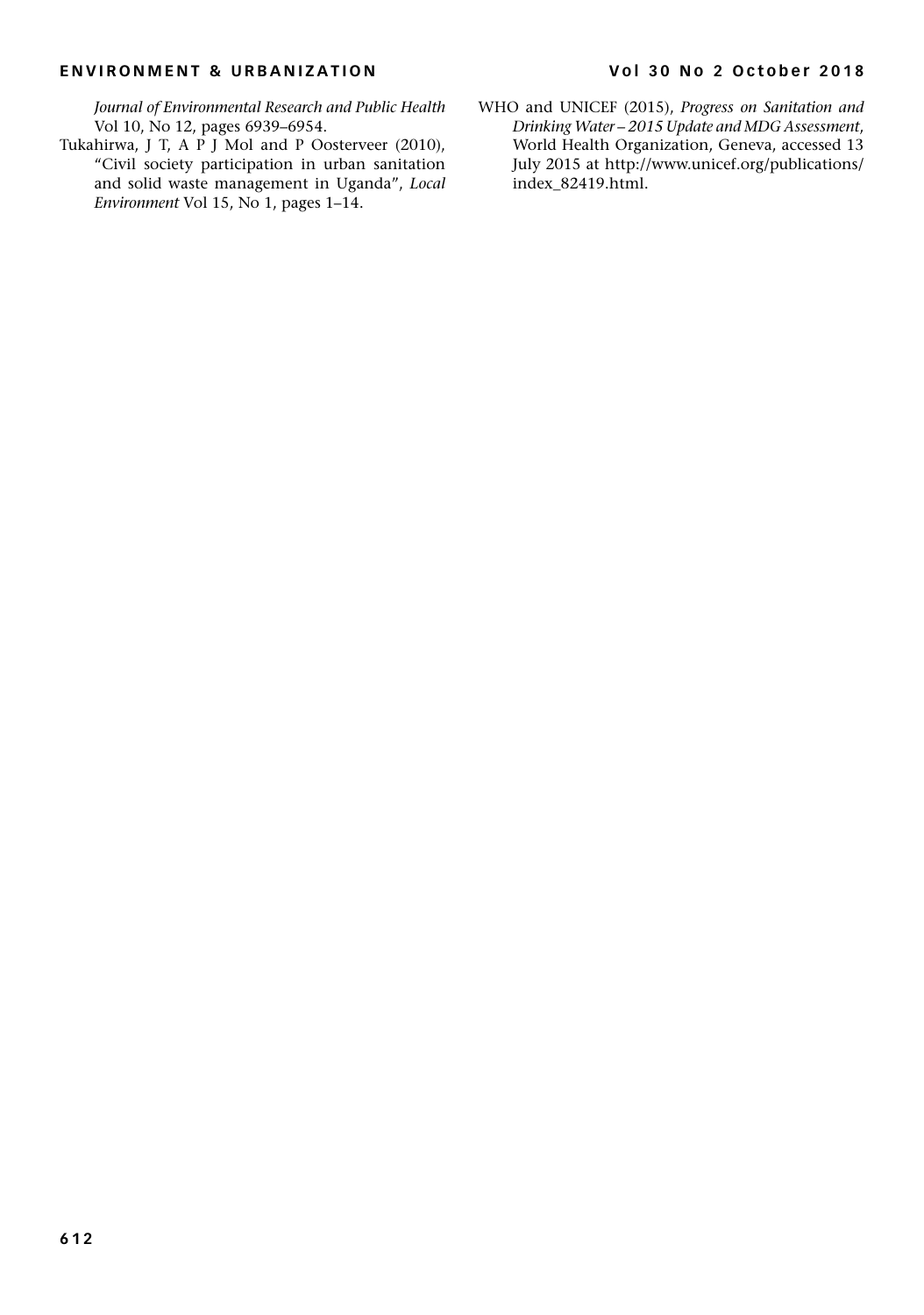*Journal of Environmental Research and Public Health* Vol 10, No 12, pages 6939–6954.

Tukahirwa, J T, A P J Mol and P Oosterveer (2010), "Civil society participation in urban sanitation and solid waste management in Uganda", *Local Environment* Vol 15, No 1, pages 1–14.

WHO and UNICEF (2015), *Progress on Sanitation and Drinking Water – 2015 Update and MDG Assessment*, World Health Organization, Geneva, accessed 13 July 2015 at http://www.unicef.org/publications/index_82419.html.